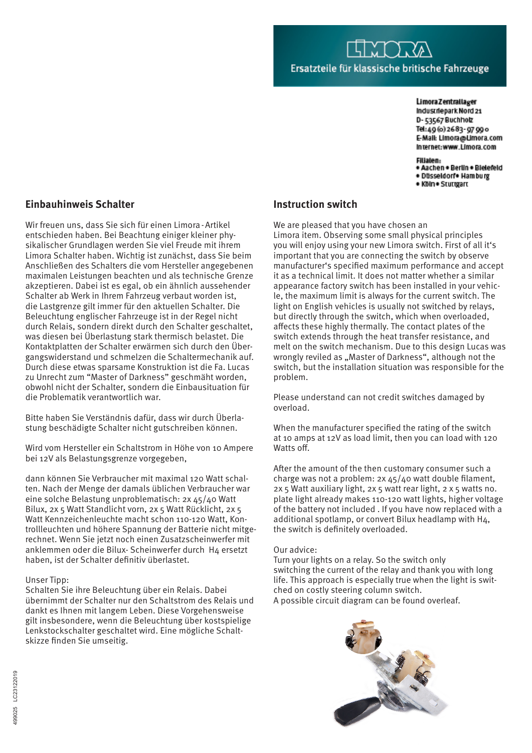LIMORA

Ersatzteile für klassische britische Fahrzeuge

Limora Zentrallager
Industriepark Nord 21
D-53567 Buchholz
Tel: 49 (0) 2683-97 99 0
E-Mail: Limora@Limora.com
Internet: www.Limora.com

Filialen:
- Aachen • Berlin • Bielefeld
- Düsseldorf • Hamburg
- Köln • Stuttgart

## Einbauhinweis Schalter

Wir freuen uns, dass Sie sich für einen Limora-Artikel entschieden haben. Bei Beachtung einiger kleiner physikalischer Grundlagen werden Sie viel Freude mit ihrem Limora Schalter haben. Wichtig ist zunächst, dass Sie beim Anschließen des Schalters die vom Hersteller angegebenen maximalen Leistungen beachten und als technische Grenze akzeptieren. Dabei ist es egal, ob ein ähnlich aussehender Schalter ab Werk in Ihrem Fahrzeug verbaut worden ist, die Lastgrenze gilt immer für den aktuellen Schalter. Die Beleuchtung englischer Fahrzeuge ist in der Regel nicht durch Relais, sondern direkt durch den Schalter geschaltet, was diesen bei Überlastung stark thermisch belastet. Die Kontaktplatten der Schalter erwärmen sich durch den Übergangswiderstand und schmelzen die Schaltermechanik auf. Durch diese etwas sparsame Konstruktion ist die Fa. Lucas zu Unrecht zum "Master of Darkness" geschmäht worden, obwohl nicht der Schalter, sondern die Einbausituation für die Problematik verantwortlich war.

Bitte haben Sie Verständnis dafür, dass wir durch Überlastung beschädigte Schalter nicht gutschreiben können.

Wird vom Hersteller ein Schaltstrom in Höhe von 10 Ampere bei 12V als Belastungsgrenze vorgegeben,

dann können Sie Verbraucher mit maximal 120 Watt schalten. Nach der Menge der damals üblichen Verbraucher war eine solche Belastung unproblematisch: 2x 45/40 Watt Bilux, 2x 5 Watt Standlicht vorn, 2x 5 Watt Rücklicht, 2x 5 Watt Kennzeichenleuchte macht schon 110-120 Watt, Kontrollleuchten und höhere Spannung der Batterie nicht mitgerechnet. Wenn Sie jetzt noch einen Zusatzscheinwerfer mit anklemmen oder die Bilux- Scheinwerfer durch H4 ersetzt haben, ist der Schalter definitiv überlastet.

Unser Tipp:
Schalten Sie ihre Beleuchtung über ein Relais. Dabei übernimmt der Schalter nur den Schaltstrom des Relais und dankt es Ihnen mit langem Leben. Diese Vorgehensweise gilt insbesondere, wenn die Beleuchtung über kostspielige Lenkstockschalter geschaltet wird. Eine mögliche Schaltskizze finden Sie umseitig.

## Instruction switch

We are pleased that you have chosen an Limora item. Observing some small physical principles you will enjoy using your new Limora switch. First of all it's important that you are connecting the switch by observe manufacturer's specified maximum performance and accept it as a technical limit. It does not matter whether a similar appearance factory switch has been installed in your vehicle, the maximum limit is always for the current switch. The light on English vehicles is usually not switched by relays, but directly through the switch, which when overloaded, affects these highly thermally. The contact plates of the switch extends through the heat transfer resistance, and melt on the switch mechanism. Due to this design Lucas was wrongly reviled as „Master of Darkness", although not the switch, but the installation situation was responsible for the problem.

Please understand can not credit switches damaged by overload.

When the manufacturer specified the rating of the switch at 10 amps at 12V as load limit, then you can load with 120 Watts off.

After the amount of the then customary consumer such a charge was not a problem: 2x 45/40 watt double filament, 2x 5 Watt auxiliary light, 2x 5 watt rear light, 2 x 5 watts no. plate light already makes 110-120 watt lights, higher voltage of the battery not included . If you have now replaced with a additional spotlamp, or convert Bilux headlamp with H4, the switch is definitely overloaded.

Our advice:
Turn your lights on a relay. So the switch only switching the current of the relay and thank you with long life. This approach is especially true when the light is switched on costly steering column switch.
A possible circuit diagram can be found overleaf.

499025 LC23122019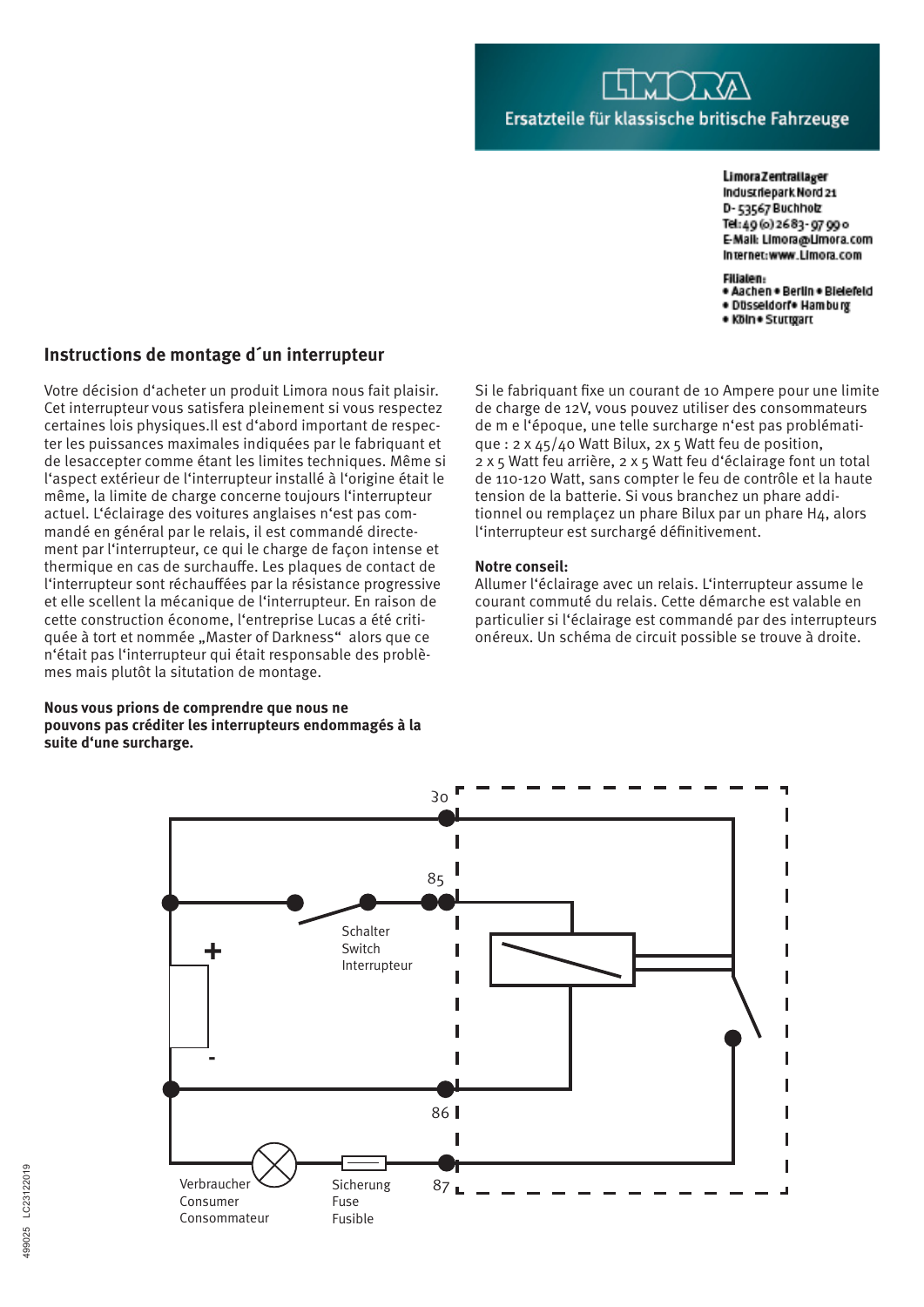LIMORA

Ersatzteile für klassische britische Fahrzeuge

**Limora Zentrallager**
Industriepark Nord 21
D-53567 Buchholz
Tel: 49 (0) 2683-97 99 0
E-Mail: Limora@Limora.com
Internet: www.Limora.com

**Filialen:**
- Aachen • Berlin • Bielefeld
- Düsseldorf • Hamburg
- Köln • Stuttgart

## Instructions de montage d´un interrupteur

Votre décision d'acheter un produit Limora nous fait plaisir. Cet interrupteur vous satisfera pleinement si vous respectez certaines lois physiques.Il est d'abord important de respecter les puissances maximales indiquées par le fabriquant et de lesaccepter comme étant les limites techniques. Même si l'aspect extérieur de l'interrupteur installé à l'origine était le même, la limite de charge concerne toujours l'interrupteur actuel. L'éclairage des voitures anglaises n'est pas commandé en général par le relais, il est commandé directement par l'interrupteur, ce qui le charge de façon intense et thermique en cas de surchauffe. Les plaques de contact de l'interrupteur sont réchauffées par la résistance progressive et elle scellent la mécanique de l'interrupteur. En raison de cette construction économe, l'entreprise Lucas a été critiquée à tort et nommée „Master of Darkness" alors que ce n'était pas l'interrupteur qui était responsable des problèmes mais plutôt la situtation de montage.

**Nous vous prions de comprendre que nous ne pouvons pas créditer les interrupteurs endommagés à la suite d'une surcharge.**

Si le fabriquant fixe un courant de 10 Ampere pour une limite de charge de 12V, vous pouvez utiliser des consommateurs de m e l'époque, une telle surcharge n'est pas problématique : 2 x 45/40 Watt Bilux, 2x 5 Watt feu de position, 2 x 5 Watt feu arrière, 2 x 5 Watt feu d'éclairage font un total de 110-120 Watt, sans compter le feu de contrôle et la haute tension de la batterie. Si vous branchez un phare additionnel ou remplaçez un phare Bilux par un phare H4, alors l'interrupteur est surchargé définitivement.

**Notre conseil:**
Allumer l'éclairage avec un relais. L'interrupteur assume le courant commuté du relais. Cette démarche est valable en particulier si l'éclairage est commandé par des interrupteurs onéreux. Un schéma de circuit possible se trouve à droite.

30

85

86

87

+

-

Schalter
Switch
Interrupteur

Verbraucher
Consumer
Consommateur

Sicherung
Fuse
Fusible